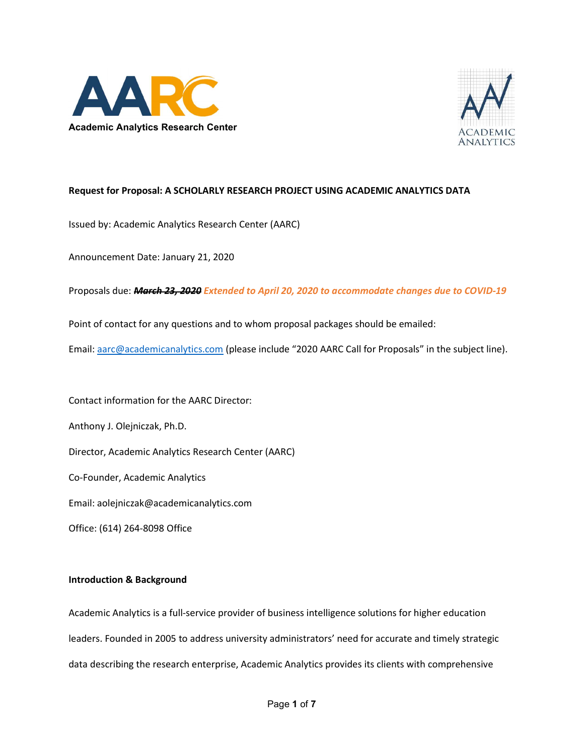Academic Analytics Research Center

**Request for Proposal: A SCHOLARLY RESEARCH PROJECT USING ACADEMIC ANALYTICS DATA**

Issued by: Academic Analytics Research Center (AARC)

Announcement Date: January 21, 2020

Proposals due: ***~~March 23, 2020~~*** ***Extended to April 20, 2020 to accommodate changes due to COVID-19***

Point of contact for any questions and to whom proposal packages should be emailed:

Email: aarc@academicanalytics.com (please include "2020 AARC Call for Proposals" in the subject line).

Contact information for the AARC Director:

Anthony J. Olejniczak, Ph.D.

Director, Academic Analytics Research Center (AARC)

Co-Founder, Academic Analytics

Email: aolejniczak@academicanalytics.com

Office: (614) 264-8098 Office

**Introduction & Background**

Academic Analytics is a full-service provider of business intelligence solutions for higher education leaders. Founded in 2005 to address university administrators' need for accurate and timely strategic data describing the research enterprise, Academic Analytics provides its clients with comprehensive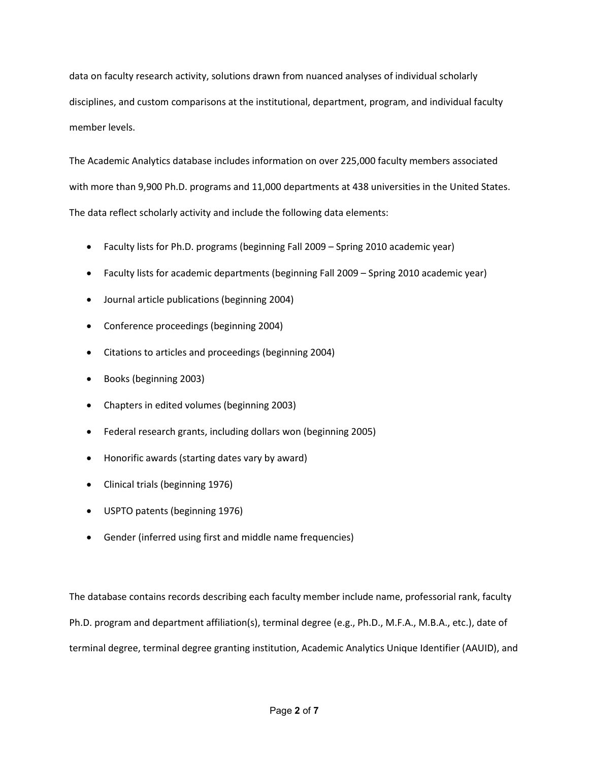data on faculty research activity, solutions drawn from nuanced analyses of individual scholarly disciplines, and custom comparisons at the institutional, department, program, and individual faculty member levels.

The Academic Analytics database includes information on over 225,000 faculty members associated with more than 9,900 Ph.D. programs and 11,000 departments at 438 universities in the United States. The data reflect scholarly activity and include the following data elements:

- Faculty lists for Ph.D. programs (beginning Fall 2009 – Spring 2010 academic year)
- Faculty lists for academic departments (beginning Fall 2009 – Spring 2010 academic year)
- Journal article publications (beginning 2004)
- Conference proceedings (beginning 2004)
- Citations to articles and proceedings (beginning 2004)
- Books (beginning 2003)
- Chapters in edited volumes (beginning 2003)
- Federal research grants, including dollars won (beginning 2005)
- Honorific awards (starting dates vary by award)
- Clinical trials (beginning 1976)
- USPTO patents (beginning 1976)
- Gender (inferred using first and middle name frequencies)

The database contains records describing each faculty member include name, professorial rank, faculty Ph.D. program and department affiliation(s), terminal degree (e.g., Ph.D., M.F.A., M.B.A., etc.), date of terminal degree, terminal degree granting institution, Academic Analytics Unique Identifier (AAUID), and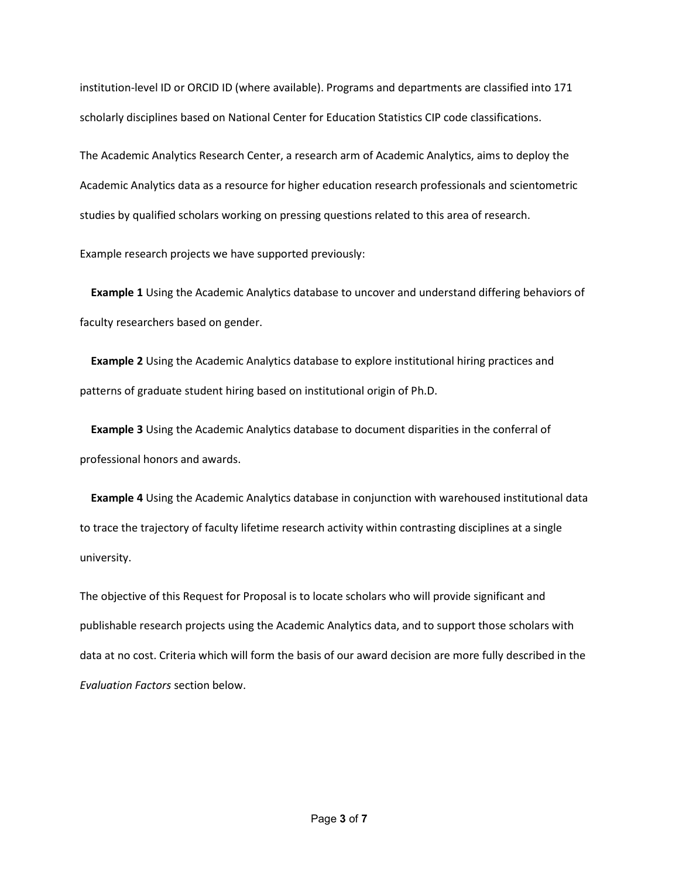institution-level ID or ORCID ID (where available). Programs and departments are classified into 171 scholarly disciplines based on National Center for Education Statistics CIP code classifications.

The Academic Analytics Research Center, a research arm of Academic Analytics, aims to deploy the Academic Analytics data as a resource for higher education research professionals and scientometric studies by qualified scholars working on pressing questions related to this area of research.

Example research projects we have supported previously:

**Example 1** Using the Academic Analytics database to uncover and understand differing behaviors of faculty researchers based on gender.

**Example 2** Using the Academic Analytics database to explore institutional hiring practices and patterns of graduate student hiring based on institutional origin of Ph.D.

**Example 3** Using the Academic Analytics database to document disparities in the conferral of professional honors and awards.

**Example 4** Using the Academic Analytics database in conjunction with warehoused institutional data to trace the trajectory of faculty lifetime research activity within contrasting disciplines at a single university.

The objective of this Request for Proposal is to locate scholars who will provide significant and publishable research projects using the Academic Analytics data, and to support those scholars with data at no cost. Criteria which will form the basis of our award decision are more fully described in the *Evaluation Factors* section below.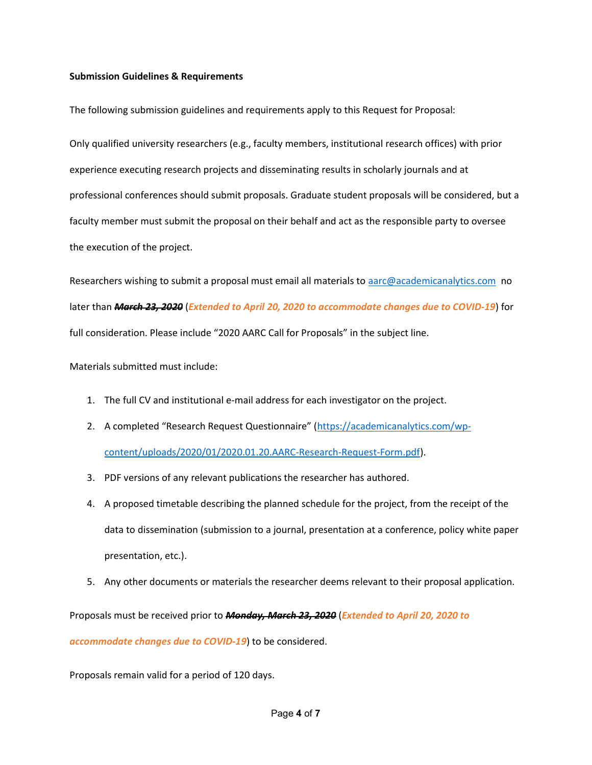**Submission Guidelines & Requirements**

The following submission guidelines and requirements apply to this Request for Proposal:

Only qualified university researchers (e.g., faculty members, institutional research offices) with prior experience executing research projects and disseminating results in scholarly journals and at professional conferences should submit proposals. Graduate student proposals will be considered, but a faculty member must submit the proposal on their behalf and act as the responsible party to oversee the execution of the project.

Researchers wishing to submit a proposal must email all materials to [aarc@academicanalytics.com](mailto:aarc@academicanalytics.com) no later than ***~~March 23, 2020~~*** (***Extended to April 20, 2020 to accommodate changes due to COVID-19***) for full consideration. Please include "2020 AARC Call for Proposals" in the subject line.

Materials submitted must include:

1. The full CV and institutional e-mail address for each investigator on the project.
2. A completed "Research Request Questionnaire" ([https://academicanalytics.com/wp-content/uploads/2020/01/2020.01.20.AARC-Research-Request-Form.pdf](https://academicanalytics.com/wp-content/uploads/2020/01/2020.01.20.AARC-Research-Request-Form.pdf)).
3. PDF versions of any relevant publications the researcher has authored.
4. A proposed timetable describing the planned schedule for the project, from the receipt of the data to dissemination (submission to a journal, presentation at a conference, policy white paper presentation, etc.).
5. Any other documents or materials the researcher deems relevant to their proposal application.

Proposals must be received prior to ***~~Monday, March 23, 2020~~*** (***Extended to April 20, 2020 to accommodate changes due to COVID-19***) to be considered.

Proposals remain valid for a period of 120 days.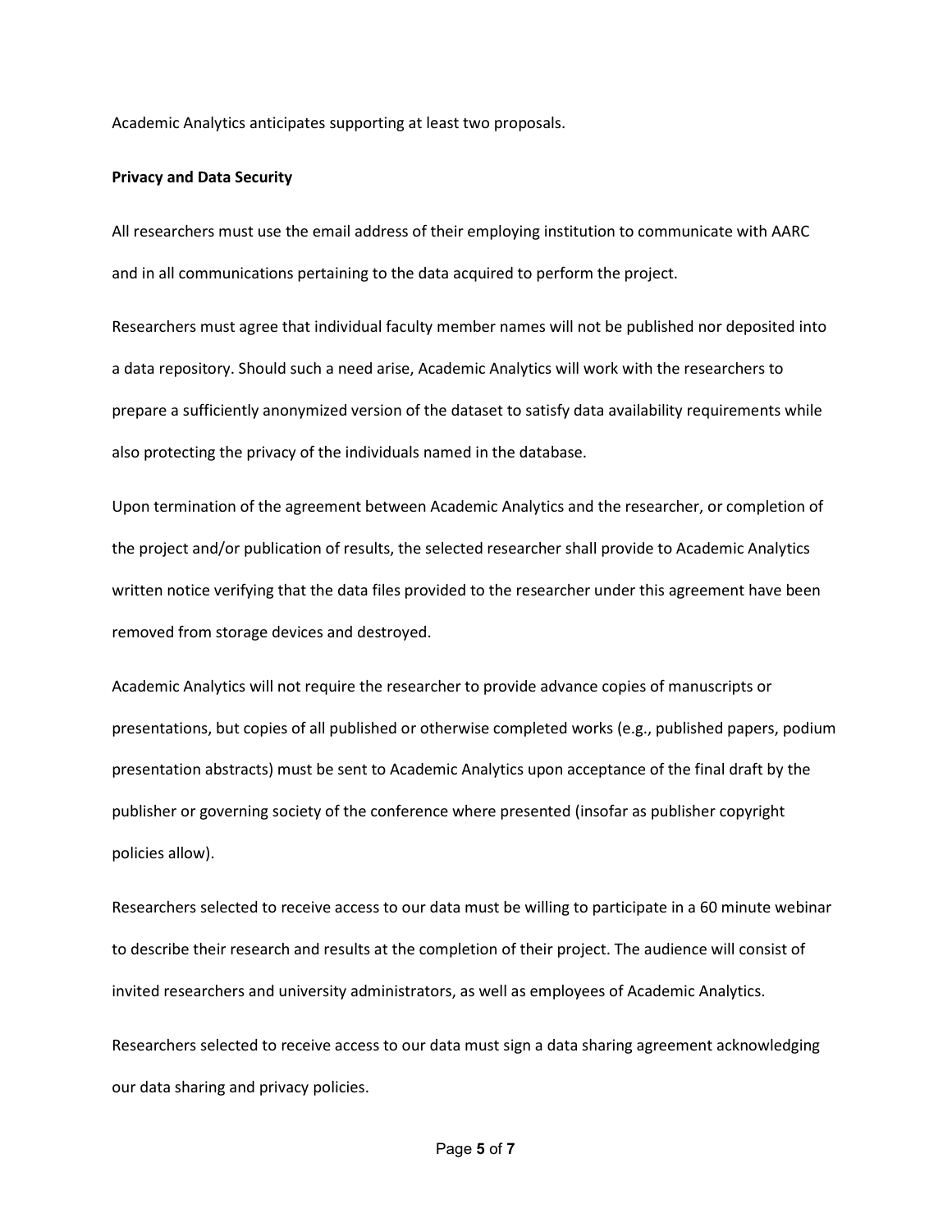Academic Analytics anticipates supporting at least two proposals.

**Privacy and Data Security**

All researchers must use the email address of their employing institution to communicate with AARC and in all communications pertaining to the data acquired to perform the project.

Researchers must agree that individual faculty member names will not be published nor deposited into a data repository. Should such a need arise, Academic Analytics will work with the researchers to prepare a sufficiently anonymized version of the dataset to satisfy data availability requirements while also protecting the privacy of the individuals named in the database.

Upon termination of the agreement between Academic Analytics and the researcher, or completion of the project and/or publication of results, the selected researcher shall provide to Academic Analytics written notice verifying that the data files provided to the researcher under this agreement have been removed from storage devices and destroyed.

Academic Analytics will not require the researcher to provide advance copies of manuscripts or presentations, but copies of all published or otherwise completed works (e.g., published papers, podium presentation abstracts) must be sent to Academic Analytics upon acceptance of the final draft by the publisher or governing society of the conference where presented (insofar as publisher copyright policies allow).

Researchers selected to receive access to our data must be willing to participate in a 60 minute webinar to describe their research and results at the completion of their project. The audience will consist of invited researchers and university administrators, as well as employees of Academic Analytics.

Researchers selected to receive access to our data must sign a data sharing agreement acknowledging our data sharing and privacy policies.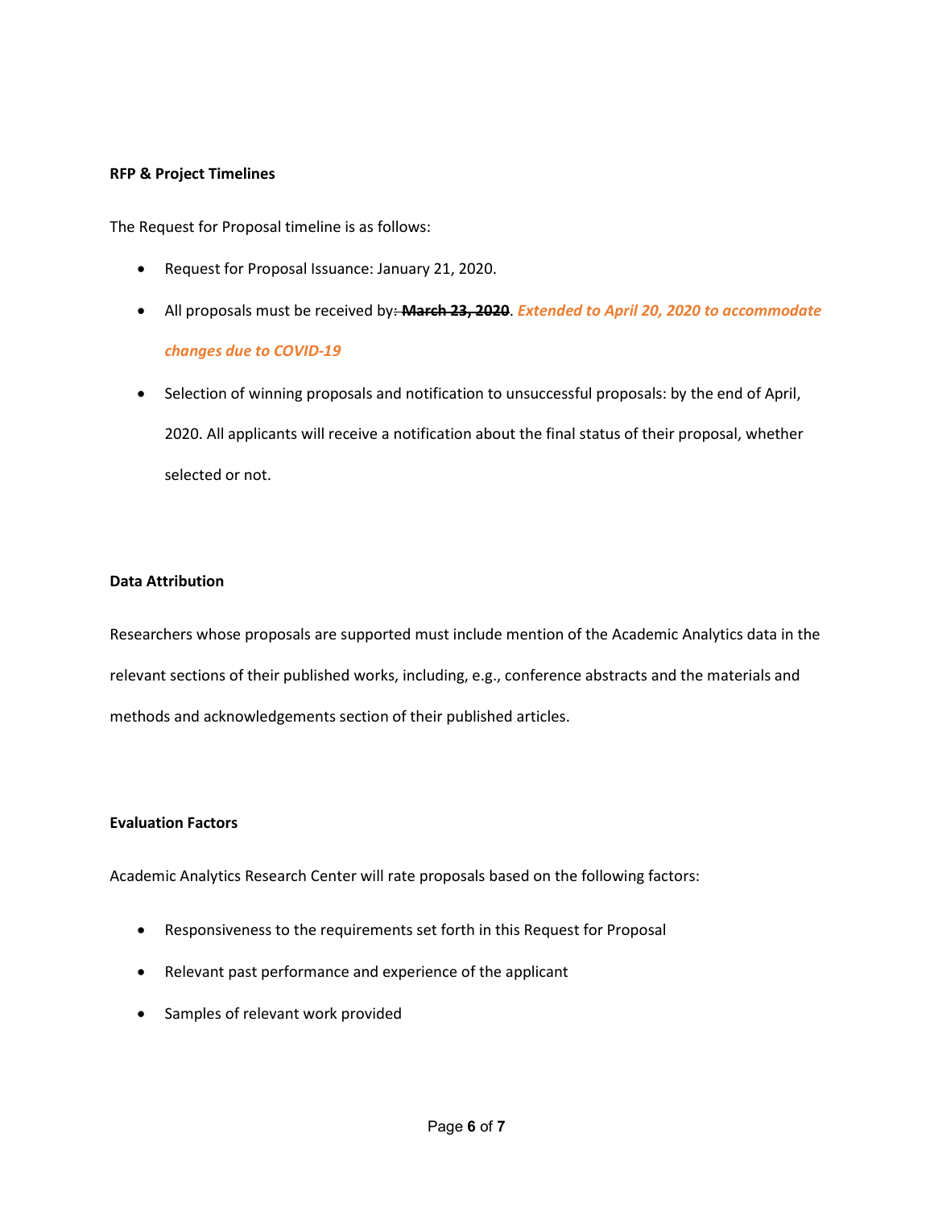**RFP & Project Timelines**

The Request for Proposal timeline is as follows:

- Request for Proposal Issuance: January 21, 2020.
- All proposals must be received by: ~~**March 23, 2020**~~. ***Extended to April 20, 2020 to accommodate changes due to COVID-19***
- Selection of winning proposals and notification to unsuccessful proposals: by the end of April, 2020. All applicants will receive a notification about the final status of their proposal, whether selected or not.

**Data Attribution**

Researchers whose proposals are supported must include mention of the Academic Analytics data in the relevant sections of their published works, including, e.g., conference abstracts and the materials and methods and acknowledgements section of their published articles.

**Evaluation Factors**

Academic Analytics Research Center will rate proposals based on the following factors:

- Responsiveness to the requirements set forth in this Request for Proposal
- Relevant past performance and experience of the applicant
- Samples of relevant work provided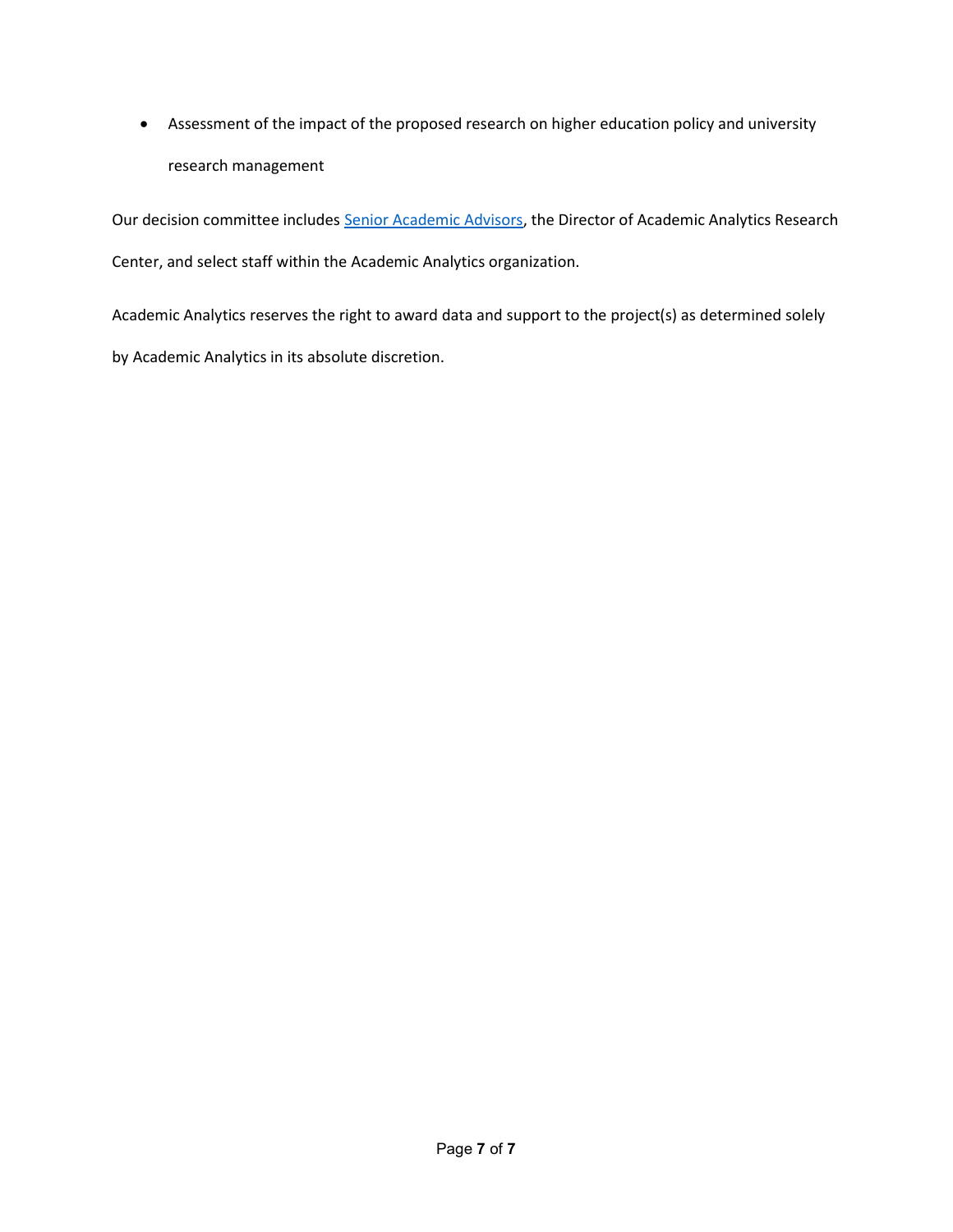- Assessment of the impact of the proposed research on higher education policy and university research management

Our decision committee includes Senior Academic Advisors, the Director of Academic Analytics Research Center, and select staff within the Academic Analytics organization.

Academic Analytics reserves the right to award data and support to the project(s) as determined solely by Academic Analytics in its absolute discretion.